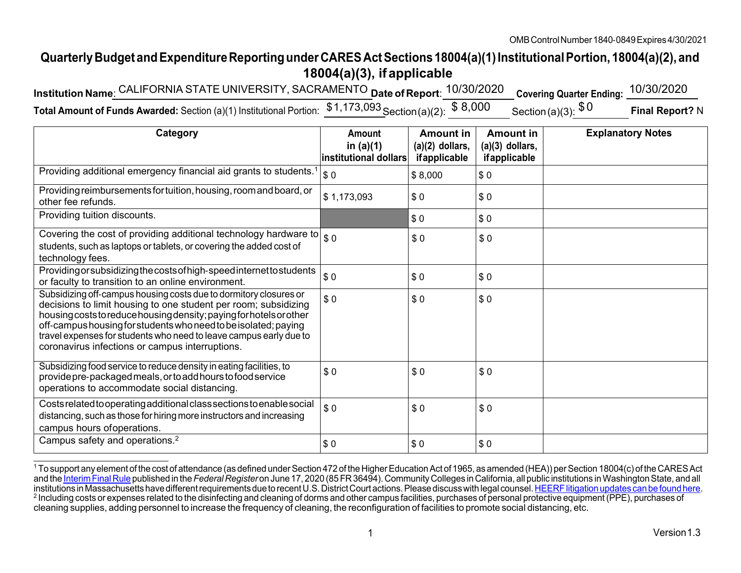OMB Control Number 1840-0849 Expires 4/30/2021

# Quarterly Budget and Expenditure Reporting under CARES Act Sections 18004(a)(1) Institutional Portion, 18004(a)(2), and 18004(a)(3), if applicable

**Institution Name**: CALIFORNIA STATE UNIVERSITY, SACRAMENTO **Date of Report**: 10/30/2020 **Covering Quarter Ending:** 10/30/2020

**Total Amount of Funds Awarded:** Section (a)(1) Institutional Portion: $1,173,093 Section (a)(2): $ 8,000 Section (a)(3): $ 0 **Final Report?** N

| Category | Amount in (a)(1) institutional dollars | Amount in (a)(2) dollars, if applicable | Amount in (a)(3) dollars, if applicable | Explanatory Notes |
|---|---|---|---|---|
| Providing additional emergency financial aid grants to students.[1] | $ 0 | $ 8,000 | $ 0 | |
| Providing reimbursements for tuition, housing, room and board, or other fee refunds. | $ 1,173,093 | $ 0 | $ 0 | |
| Providing tuition discounts. | | $ 0 | $ 0 | |
| Covering the cost of providing additional technology hardware to students, such as laptops or tablets, or covering the added cost of technology fees. | $ 0 | $ 0 | $ 0 | |
| Providing or subsidizing the costs of high-speed internet to students or faculty to transition to an online environment. | $ 0 | $ 0 | $ 0 | |
| Subsidizing off-campus housing costs due to dormitory closures or decisions to limit housing to one student per room; subsidizing housing costs to reduce housing density; paying for hotels or other off-campus housing for students who need to be isolated; paying travel expenses for students who need to leave campus early due to coronavirus infections or campus interruptions. | $ 0 | $ 0 | $ 0 | |
| Subsidizing food service to reduce density in eating facilities, to provide pre-packaged meals, or to add hours to food service operations to accommodate social distancing. | $ 0 | $ 0 | $ 0 | |
| Costs related to operating additional class sections to enable social distancing, such as those for hiring more instructors and increasing campus hours of operations. | $ 0 | $ 0 | $ 0 | |
| Campus safety and operations.[2] | $ 0 | $ 0 | $ 0 | |

[1] To support any element of the cost of attendance (as defined under Section 472 of the Higher Education Act of 1965, as amended (HEA)) per Section 18004(c) of the CARES Act and the Interim Final Rule published in the *Federal Register* on June 17, 2020 (85 FR 36494). Community Colleges in California, all public institutions in Washington State, and all institutions in Massachusetts have different requirements due to recent U.S. District Court actions. Please discuss with legal counsel. HEERF litigation updates can be found here.

[2] Including costs or expenses related to the disinfecting and cleaning of dorms and other campus facilities, purchases of personal protective equipment (PPE), purchases of cleaning supplies, adding personnel to increase the frequency of cleaning, the reconfiguration of facilities to promote social distancing, etc.

Version 1.3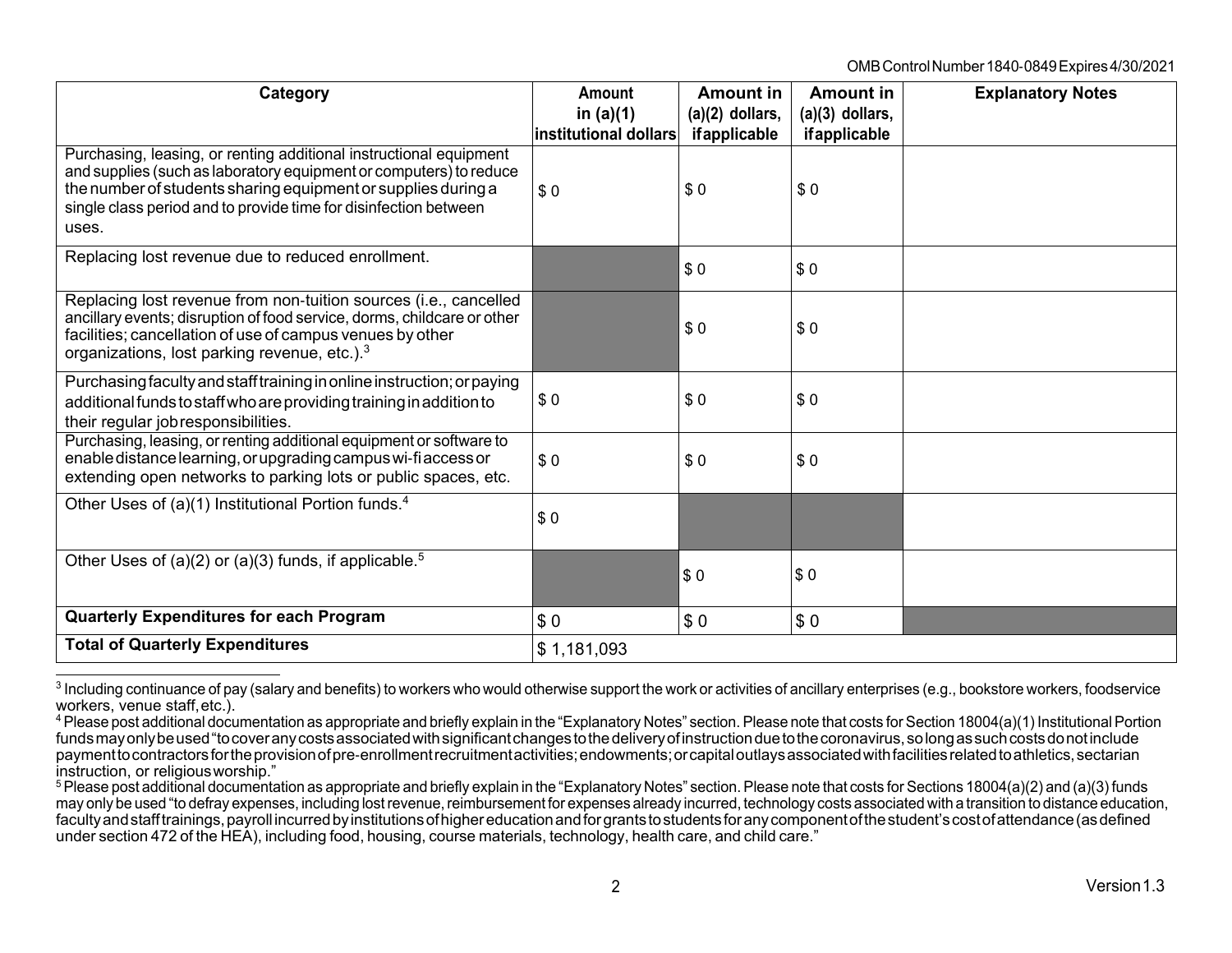OMB Control Number 1840-0849 Expires 4/30/2021

| Category | Amount in (a)(1) institutional dollars | Amount in (a)(2) dollars, if applicable | Amount in (a)(3) dollars, if applicable | Explanatory Notes |
|---|---|---|---|---|
| Purchasing, leasing, or renting additional instructional equipment and supplies (such as laboratory equipment or computers) to reduce the number of students sharing equipment or supplies during a single class period and to provide time for disinfection between uses. | $ 0 | $ 0 | $ 0 | |
| Replacing lost revenue due to reduced enrollment. | | $ 0 | $ 0 | |
| Replacing lost revenue from non-tuition sources (i.e., cancelled ancillary events; disruption of food service, dorms, childcare or other facilities; cancellation of use of campus venues by other organizations, lost parking revenue, etc.).[3] | | $ 0 | $ 0 | |
| Purchasing faculty and staff training in online instruction; or paying additional funds to staff who are providing training in addition to their regular job responsibilities. | $ 0 | $ 0 | $ 0 | |
| Purchasing, leasing, or renting additional equipment or software to enable distance learning, or upgrading campus wi-fi access or extending open networks to parking lots or public spaces, etc. | $ 0 | $ 0 | $ 0 | |
| Other Uses of (a)(1) Institutional Portion funds.[4] | $ 0 | | | |
| Other Uses of (a)(2) or (a)(3) funds, if applicable.[5] | | $ 0 | $ 0 | |
| **Quarterly Expenditures for each Program** | $ 0 | $ 0 | $ 0 | |
| **Total of Quarterly Expenditures** | $ 1,181,093 | | | |

[3] Including continuance of pay (salary and benefits) to workers who would otherwise support the work or activities of ancillary enterprises (e.g., bookstore workers, foodservice workers, venue staff, etc.).

[4] Please post additional documentation as appropriate and briefly explain in the "Explanatory Notes" section. Please note that costs for Section 18004(a)(1) Institutional Portion funds may only be used "to cover any costs associated with significant changes to the delivery of instruction due to the coronavirus, so long as such costs do not include payment to contractors for the provision of pre-enrollment recruitment activities; endowments; or capital outlays associated with facilities related to athletics, sectarian instruction, or religious worship."

[5] Please post additional documentation as appropriate and briefly explain in the "Explanatory Notes" section. Please note that costs for Sections 18004(a)(2) and (a)(3) funds may only be used "to defray expenses, including lost revenue, reimbursement for expenses already incurred, technology costs associated with a transition to distance education, faculty and staff trainings, payroll incurred by institutions of higher education and for grants to students for any component of the student's cost of attendance (as defined under section 472 of the HEA), including food, housing, course materials, technology, health care, and child care."

Version 1.3